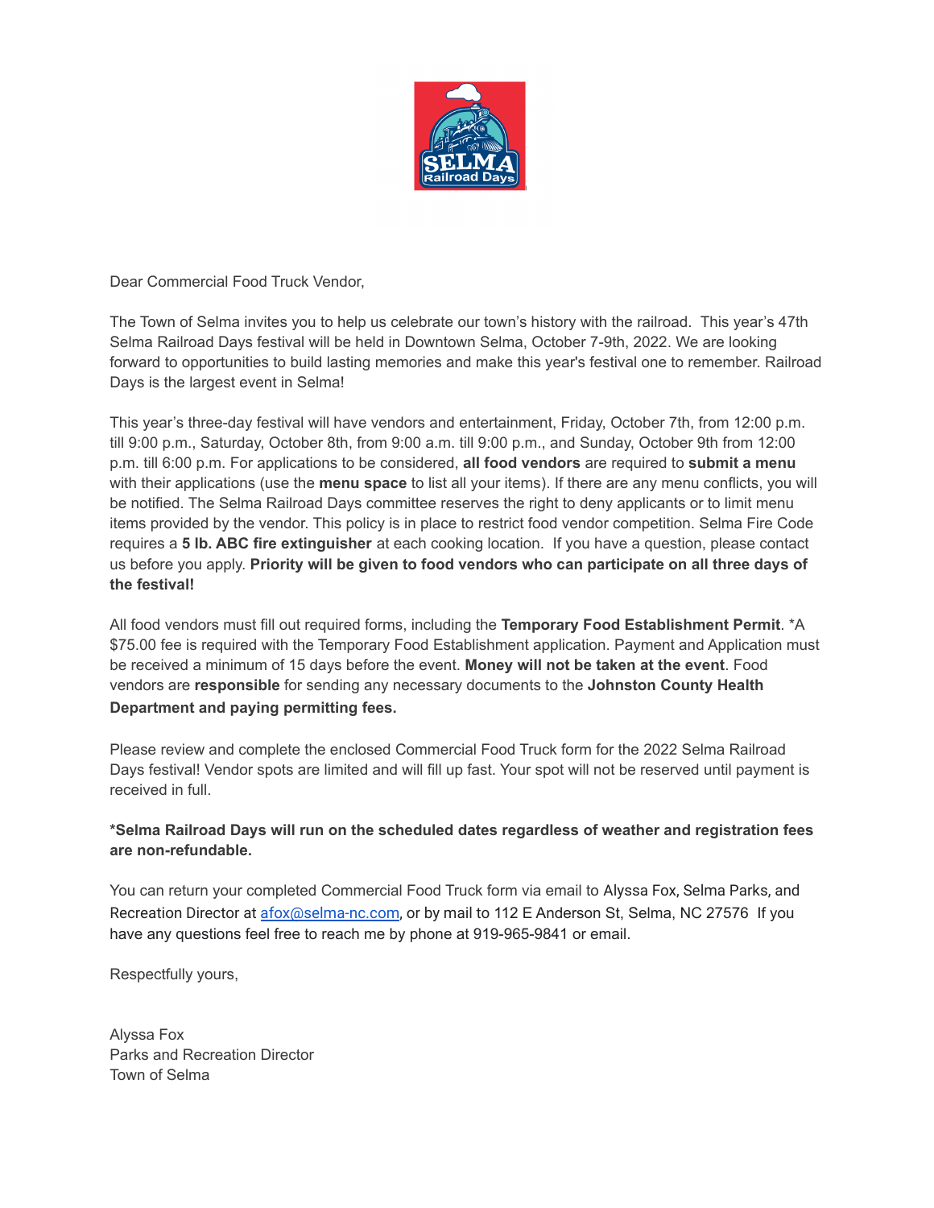Dear Commercial Food Truck Vendor,

The Town of Selma invites you to help us celebrate our town's history with the railroad. This year's 47th Selma Railroad Days festival will be held in Downtown Selma, October 7-9th, 2022. We are looking forward to opportunities to build lasting memories and make this year's festival one to remember. Railroad Days is the largest event in Selma!

This year's three-day festival will have vendors and entertainment, Friday, October 7th, from 12:00 p.m. till 9:00 p.m., Saturday, October 8th, from 9:00 a.m. till 9:00 p.m., and Sunday, October 9th from 12:00 p.m. till 6:00 p.m. For applications to be considered, **all food vendors** are required to **submit a menu** with their applications (use the **menu space** to list all your items). If there are any menu conflicts, you will be notified. The Selma Railroad Days committee reserves the right to deny applicants or to limit menu items provided by the vendor. This policy is in place to restrict food vendor competition. Selma Fire Code requires a **5 lb. ABC fire extinguisher** at each cooking location. If you have a question, please contact us before you apply. **Priority will be given to food vendors who can participate on all three days of the festival!**

All food vendors must fill out required forms, including the **Temporary Food Establishment Permit**. *A $75.00 fee is required with the Temporary Food Establishment application. Payment and Application must be received a minimum of 15 days before the event. **Money will not be taken at the event**. Food vendors are **responsible** for sending any necessary documents to the **Johnston County Health Department and paying permitting fees.**

Please review and complete the enclosed Commercial Food Truck form for the 2022 Selma Railroad Days festival! Vendor spots are limited and will fill up fast. Your spot will not be reserved until payment is received in full.

***Selma Railroad Days will run on the scheduled dates regardless of weather and registration fees are non-refundable.**

You can return your completed Commercial Food Truck form via email to Alyssa Fox, Selma Parks, and Recreation Director at afox@selma-nc.com, or by mail to 112 E Anderson St, Selma, NC 27576 If you have any questions feel free to reach me by phone at 919-965-9841 or email.

Respectfully yours,

Alyssa Fox
Parks and Recreation Director
Town of Selma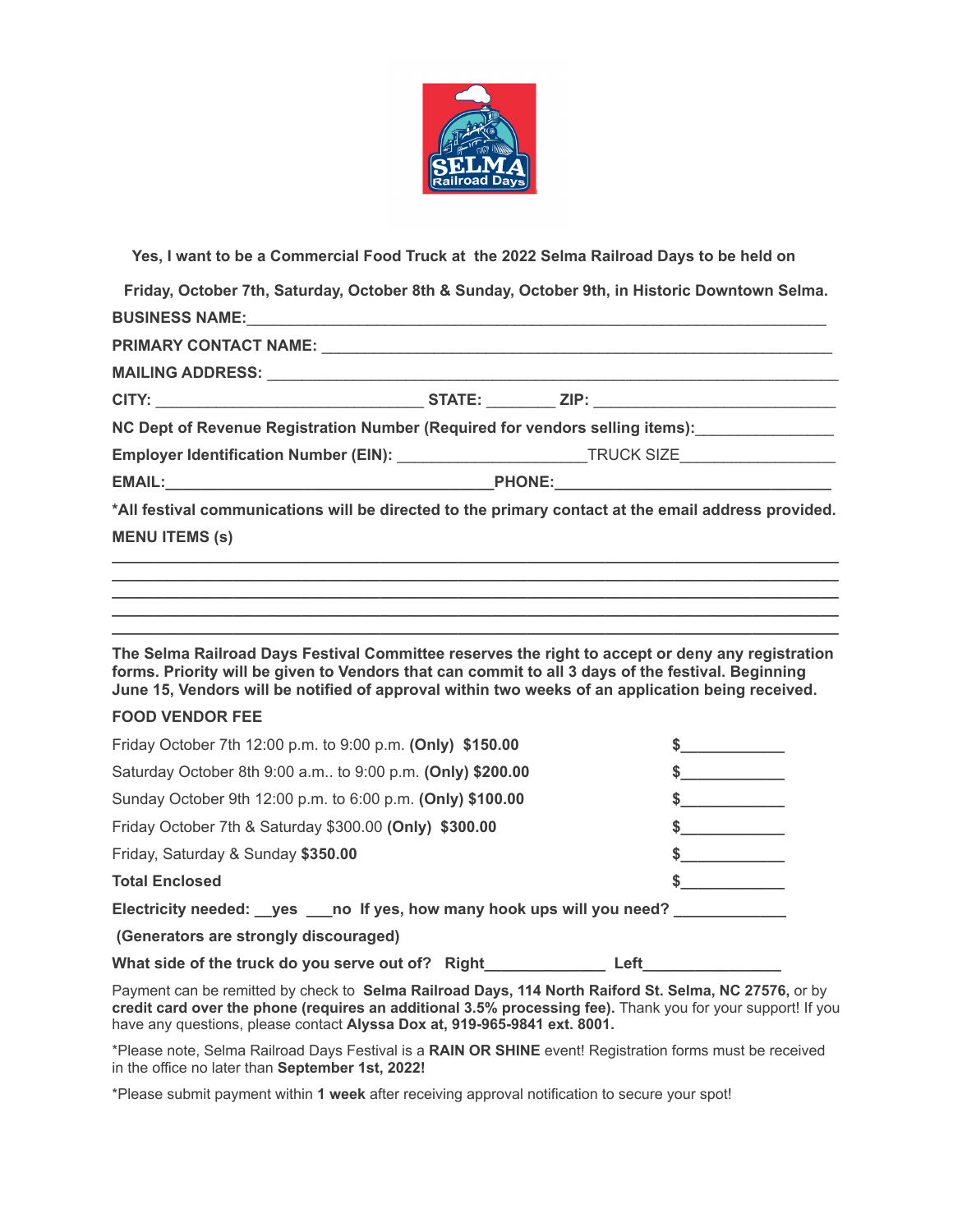**Yes, I want to be a Commercial Food Truck at the 2022 Selma Railroad Days to be held on**

**Friday, October 7th, Saturday, October 8th & Sunday, October 9th, in Historic Downtown Selma.**

**BUSINESS NAME:**_______________________________________________________________

**PRIMARY CONTACT NAME:** ________________________________________________________

**MAILING ADDRESS:** _____________________________________________________________

**CITY:** ____________________________ **STATE:** ________ **ZIP:** __________________________

**NC Dept of Revenue Registration Number (Required for vendors selling items):**_______________

**Employer Identification Number (EIN):** _____________________ TRUCK SIZE_________________

**EMAIL:**____________________________________**PHONE:**_______________________________

**\*All festival communications will be directed to the primary contact at the email address provided.**

**MENU ITEMS (s)**

______________________________________________________________________________

______________________________________________________________________________

______________________________________________________________________________

______________________________________________________________________________

______________________________________________________________________________

**The Selma Railroad Days Festival Committee reserves the right to accept or deny any registration forms. Priority will be given to Vendors that can commit to all 3 days of the festival. Beginning June 15, Vendors will be notified of approval within two weeks of an application being received.**

**FOOD VENDOR FEE**

| | |
|---|---|
| Friday October 7th 12:00 p.m. to 9:00 p.m. **(Only) $150.00** | **$**____________ |
| Saturday October 8th 9:00 a.m.. to 9:00 p.m. **(Only) $200.00** | **$**____________ |
| Sunday October 9th 12:00 p.m. to 6:00 p.m. **(Only) $100.00** | **$**____________ |
| Friday October 7th & Saturday $300.00 **(Only) $300.00** | **$**____________ |
| Friday, Saturday & Sunday **$350.00** | **$**____________ |
| **Total Enclosed** | **$**____________ |

**Electricity needed: __yes ___no If yes, how many hook ups will you need?** _____________

**(Generators are strongly discouraged)**

**What side of the truck do you serve out of? Right**_____________ **Left**________________

Payment can be remitted by check to **Selma Railroad Days, 114 North Raiford St. Selma, NC 27576,** or by **credit card over the phone (requires an additional 3.5% processing fee).** Thank you for your support! If you have any questions, please contact **Alyssa Dox at, 919-965-9841 ext. 8001.**

\*Please note, Selma Railroad Days Festival is a **RAIN OR SHINE** event! Registration forms must be received in the office no later than **September 1st, 2022!**

\*Please submit payment within **1 week** after receiving approval notification to secure your spot!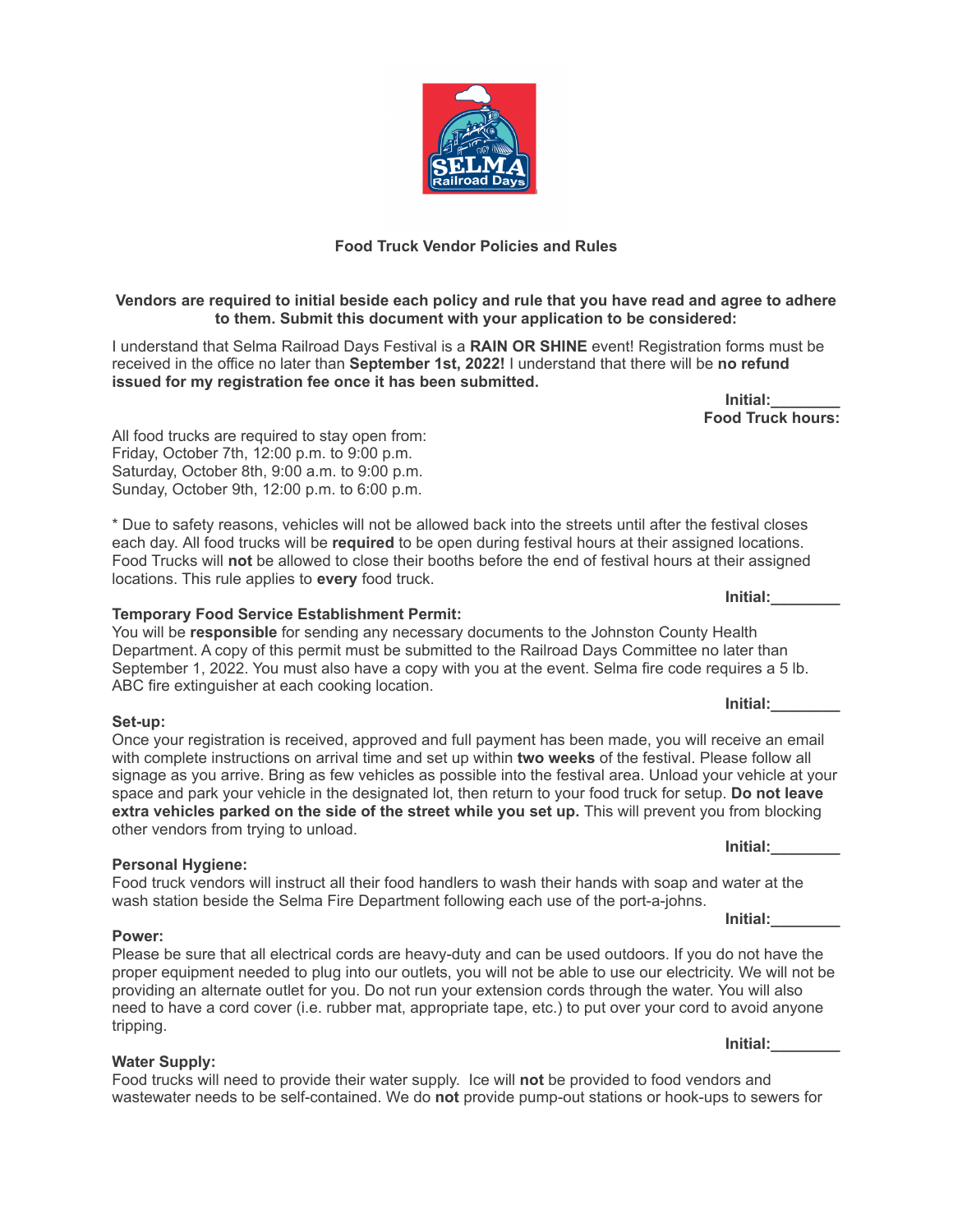**Food Truck Vendor Policies and Rules**

**Vendors are required to initial beside each policy and rule that you have read and agree to adhere to them. Submit this document with your application to be considered:**

I understand that Selma Railroad Days Festival is a **RAIN OR SHINE** event! Registration forms must be received in the office no later than **September 1st, 2022!** I understand that there will be **no refund issued for my registration fee once it has been submitted.**

**Initial:________**

**Food Truck hours:**

All food trucks are required to stay open from:
Friday, October 7th, 12:00 p.m. to 9:00 p.m.
Saturday, October 8th, 9:00 a.m. to 9:00 p.m.
Sunday, October 9th, 12:00 p.m. to 6:00 p.m.

* Due to safety reasons, vehicles will not be allowed back into the streets until after the festival closes each day. All food trucks will be **required** to be open during festival hours at their assigned locations. Food Trucks will **not** be allowed to close their booths before the end of festival hours at their assigned locations. This rule applies to **every** food truck.

**Initial:________**

**Temporary Food Service Establishment Permit:**

You will be **responsible** for sending any necessary documents to the Johnston County Health Department. A copy of this permit must be submitted to the Railroad Days Committee no later than September 1, 2022. You must also have a copy with you at the event. Selma fire code requires a 5 lb. ABC fire extinguisher at each cooking location.

**Initial:________**

**Set-up:**

Once your registration is received, approved and full payment has been made, you will receive an email with complete instructions on arrival time and set up within **two weeks** of the festival. Please follow all signage as you arrive. Bring as few vehicles as possible into the festival area. Unload your vehicle at your space and park your vehicle in the designated lot, then return to your food truck for setup. **Do not leave extra vehicles parked on the side of the street while you set up.** This will prevent you from blocking other vendors from trying to unload.

**Initial:________**

**Personal Hygiene:**

Food truck vendors will instruct all their food handlers to wash their hands with soap and water at the wash station beside the Selma Fire Department following each use of the port-a-johns.

**Initial:________**

**Power:**

Please be sure that all electrical cords are heavy-duty and can be used outdoors. If you do not have the proper equipment needed to plug into our outlets, you will not be able to use our electricity. We will not be providing an alternate outlet for you. Do not run your extension cords through the water. You will also need to have a cord cover (i.e. rubber mat, appropriate tape, etc.) to put over your cord to avoid anyone tripping.

**Initial:________**

**Water Supply:**

Food trucks will need to provide their water supply. Ice will **not** be provided to food vendors and wastewater needs to be self-contained. We do **not** provide pump-out stations or hook-ups to sewers for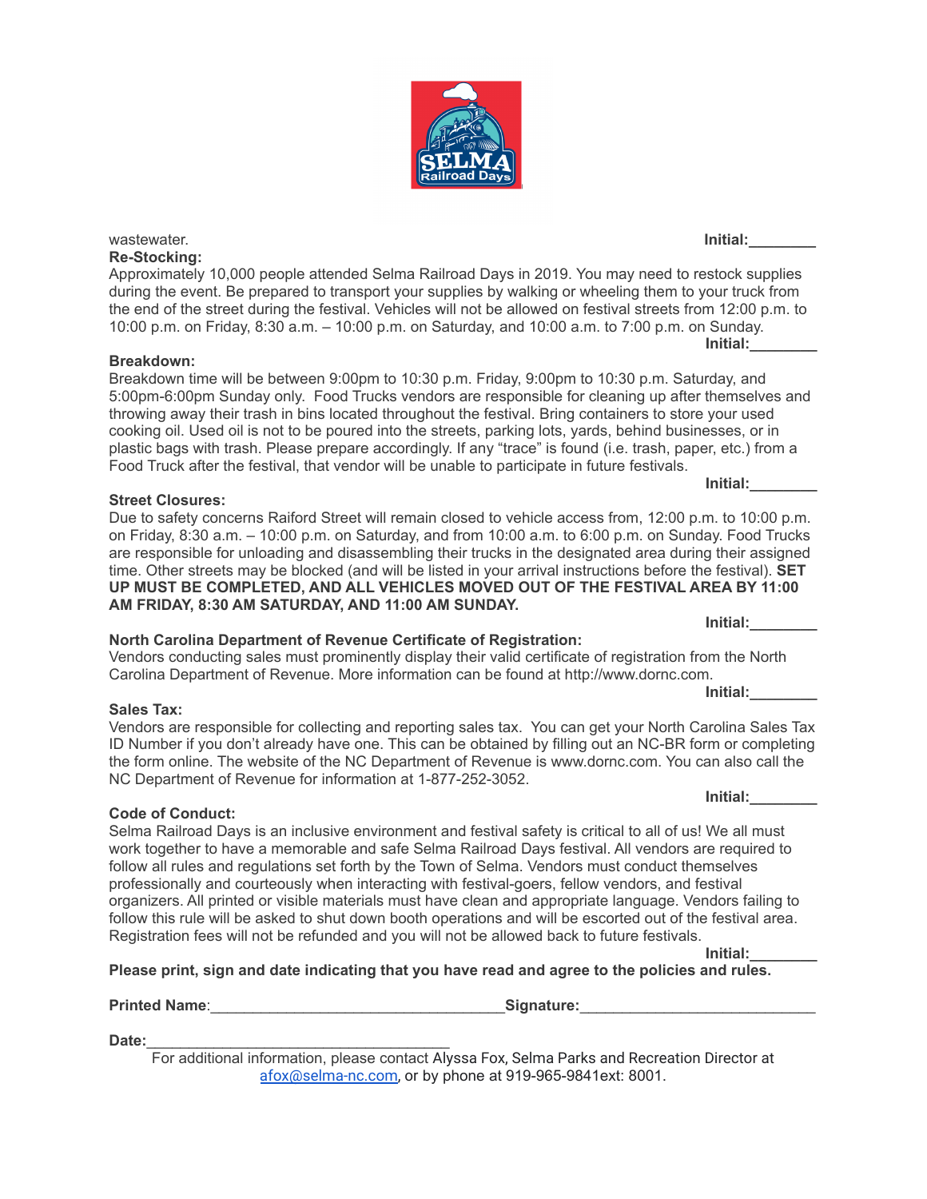wastewater. **Initial:________**

**Re-Stocking:**

Approximately 10,000 people attended Selma Railroad Days in 2019. You may need to restock supplies during the event. Be prepared to transport your supplies by walking or wheeling them to your truck from the end of the street during the festival. Vehicles will not be allowed on festival streets from 12:00 p.m. to 10:00 p.m. on Friday, 8:30 a.m. – 10:00 p.m. on Saturday, and 10:00 a.m. to 7:00 p.m. on Sunday.

**Initial:________**

**Breakdown:**

Breakdown time will be between 9:00pm to 10:30 p.m. Friday, 9:00pm to 10:30 p.m. Saturday, and 5:00pm-6:00pm Sunday only. Food Trucks vendors are responsible for cleaning up after themselves and throwing away their trash in bins located throughout the festival. Bring containers to store your used cooking oil. Used oil is not to be poured into the streets, parking lots, yards, behind businesses, or in plastic bags with trash. Please prepare accordingly. If any "trace" is found (i.e. trash, paper, etc.) from a Food Truck after the festival, that vendor will be unable to participate in future festivals.

**Initial:________**

**Street Closures:**

Due to safety concerns Raiford Street will remain closed to vehicle access from, 12:00 p.m. to 10:00 p.m. on Friday, 8:30 a.m. – 10:00 p.m. on Saturday, and from 10:00 a.m. to 6:00 p.m. on Sunday. Food Trucks are responsible for unloading and disassembling their trucks in the designated area during their assigned time. Other streets may be blocked (and will be listed in your arrival instructions before the festival). **SET UP MUST BE COMPLETED, AND ALL VEHICLES MOVED OUT OF THE FESTIVAL AREA BY 11:00 AM FRIDAY, 8:30 AM SATURDAY, AND 11:00 AM SUNDAY.**

**Initial:________**

**North Carolina Department of Revenue Certificate of Registration:**

Vendors conducting sales must prominently display their valid certificate of registration from the North Carolina Department of Revenue. More information can be found at http://www.dornc.com.

**Initial:________**

**Sales Tax:**

Vendors are responsible for collecting and reporting sales tax. You can get your North Carolina Sales Tax ID Number if you don't already have one. This can be obtained by filling out an NC-BR form or completing the form online. The website of the NC Department of Revenue is www.dornc.com. You can also call the NC Department of Revenue for information at 1-877-252-3052.

**Initial:________**

**Code of Conduct:**

Selma Railroad Days is an inclusive environment and festival safety is critical to all of us! We all must work together to have a memorable and safe Selma Railroad Days festival. All vendors are required to follow all rules and regulations set forth by the Town of Selma. Vendors must conduct themselves professionally and courteously when interacting with festival-goers, fellow vendors, and festival organizers. All printed or visible materials must have clean and appropriate language. Vendors failing to follow this rule will be asked to shut down booth operations and will be escorted out of the festival area. Registration fees will not be refunded and you will not be allowed back to future festivals.

**Initial:________**

**Please print, sign and date indicating that you have read and agree to the policies and rules.**

**Printed Name**:___________________________________ **Signature:**____________________________

**Date:**_____________________________________

For additional information, please contact Alyssa Fox, Selma Parks and Recreation Director at afox@selma-nc.com, or by phone at 919-965-9841ext: 8001.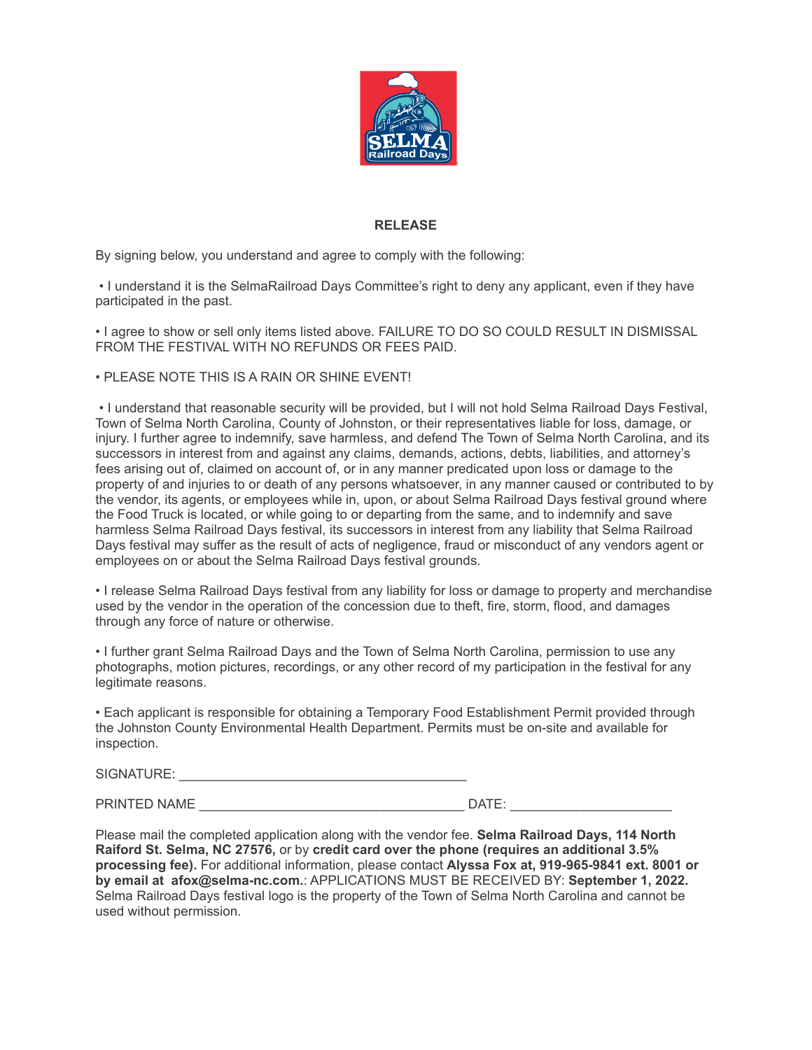## RELEASE

By signing below, you understand and agree to comply with the following:

- I understand it is the SelmaRailroad Days Committee's right to deny any applicant, even if they have participated in the past.

- I agree to show or sell only items listed above. FAILURE TO DO SO COULD RESULT IN DISMISSAL FROM THE FESTIVAL WITH NO REFUNDS OR FEES PAID.

- PLEASE NOTE THIS IS A RAIN OR SHINE EVENT!

- I understand that reasonable security will be provided, but I will not hold Selma Railroad Days Festival, Town of Selma North Carolina, County of Johnston, or their representatives liable for loss, damage, or injury. I further agree to indemnify, save harmless, and defend The Town of Selma North Carolina, and its successors in interest from and against any claims, demands, actions, debts, liabilities, and attorney's fees arising out of, claimed on account of, or in any manner predicated upon loss or damage to the property of and injuries to or death of any persons whatsoever, in any manner caused or contributed to by the vendor, its agents, or employees while in, upon, or about Selma Railroad Days festival ground where the Food Truck is located, or while going to or departing from the same, and to indemnify and save harmless Selma Railroad Days festival, its successors in interest from any liability that Selma Railroad Days festival may suffer as the result of acts of negligence, fraud or misconduct of any vendors agent or employees on or about the Selma Railroad Days festival grounds.

- I release Selma Railroad Days festival from any liability for loss or damage to property and merchandise used by the vendor in the operation of the concession due to theft, fire, storm, flood, and damages through any force of nature or otherwise.

- I further grant Selma Railroad Days and the Town of Selma North Carolina, permission to use any photographs, motion pictures, recordings, or any other record of my participation in the festival for any legitimate reasons.

- Each applicant is responsible for obtaining a Temporary Food Establishment Permit provided through the Johnston County Environmental Health Department. Permits must be on-site and available for inspection.

SIGNATURE: ______________________________________

PRINTED NAME ___________________________________ DATE: ____________________

Please mail the completed application along with the vendor fee. **Selma Railroad Days, 114 North Raiford St. Selma, NC 27576,** or by **credit card over the phone (requires an additional 3.5% processing fee).** For additional information, please contact **Alyssa Fox at, 919-965-9841 ext. 8001 or by email at afox@selma-nc.com.**: APPLICATIONS MUST BE RECEIVED BY: **September 1, 2022.** Selma Railroad Days festival logo is the property of the Town of Selma North Carolina and cannot be used without permission.